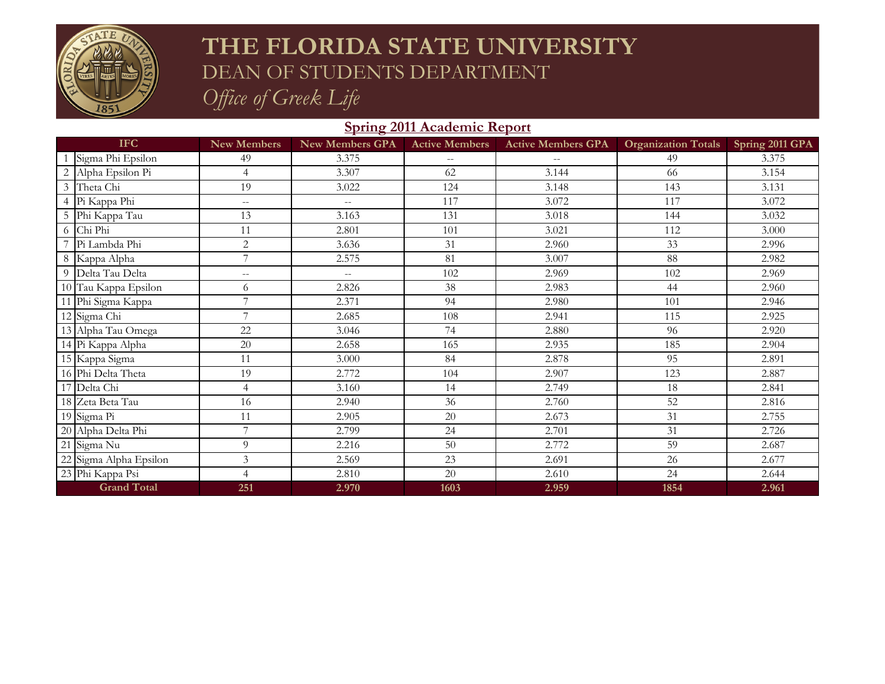# THE FLORIDA STATE UNIVERSITY

## DEAN OF STUDENTS DEPARTMENT

*Office of Greek Life*

## Spring 2011 Academic Report

| | IFC | New Members | New Members GPA | Active Members | Active Members GPA | Organization Totals | Spring 2011 GPA |
|---|---|---|---|---|---|---|---|
| 1 | Sigma Phi Epsilon | 49 | 3.375 | -- | -- | 49 | 3.375 |
| 2 | Alpha Epsilon Pi | 4 | 3.307 | 62 | 3.144 | 66 | 3.154 |
| 3 | Theta Chi | 19 | 3.022 | 124 | 3.148 | 143 | 3.131 |
| 4 | Pi Kappa Phi | -- | -- | 117 | 3.072 | 117 | 3.072 |
| 5 | Phi Kappa Tau | 13 | 3.163 | 131 | 3.018 | 144 | 3.032 |
| 6 | Chi Phi | 11 | 2.801 | 101 | 3.021 | 112 | 3.000 |
| 7 | Pi Lambda Phi | 2 | 3.636 | 31 | 2.960 | 33 | 2.996 |
| 8 | Kappa Alpha | 7 | 2.575 | 81 | 3.007 | 88 | 2.982 |
| 9 | Delta Tau Delta | -- | -- | 102 | 2.969 | 102 | 2.969 |
| 10 | Tau Kappa Epsilon | 6 | 2.826 | 38 | 2.983 | 44 | 2.960 |
| 11 | Phi Sigma Kappa | 7 | 2.371 | 94 | 2.980 | 101 | 2.946 |
| 12 | Sigma Chi | 7 | 2.685 | 108 | 2.941 | 115 | 2.925 |
| 13 | Alpha Tau Omega | 22 | 3.046 | 74 | 2.880 | 96 | 2.920 |
| 14 | Pi Kappa Alpha | 20 | 2.658 | 165 | 2.935 | 185 | 2.904 |
| 15 | Kappa Sigma | 11 | 3.000 | 84 | 2.878 | 95 | 2.891 |
| 16 | Phi Delta Theta | 19 | 2.772 | 104 | 2.907 | 123 | 2.887 |
| 17 | Delta Chi | 4 | 3.160 | 14 | 2.749 | 18 | 2.841 |
| 18 | Zeta Beta Tau | 16 | 2.940 | 36 | 2.760 | 52 | 2.816 |
| 19 | Sigma Pi | 11 | 2.905 | 20 | 2.673 | 31 | 2.755 |
| 20 | Alpha Delta Phi | 7 | 2.799 | 24 | 2.701 | 31 | 2.726 |
| 21 | Sigma Nu | 9 | 2.216 | 50 | 2.772 | 59 | 2.687 |
| 22 | Sigma Alpha Epsilon | 3 | 2.569 | 23 | 2.691 | 26 | 2.677 |
| 23 | Phi Kappa Psi | 4 | 2.810 | 20 | 2.610 | 24 | 2.644 |
| | **Grand Total** | **251** | **2.970** | **1603** | **2.959** | **1854** | **2.961** |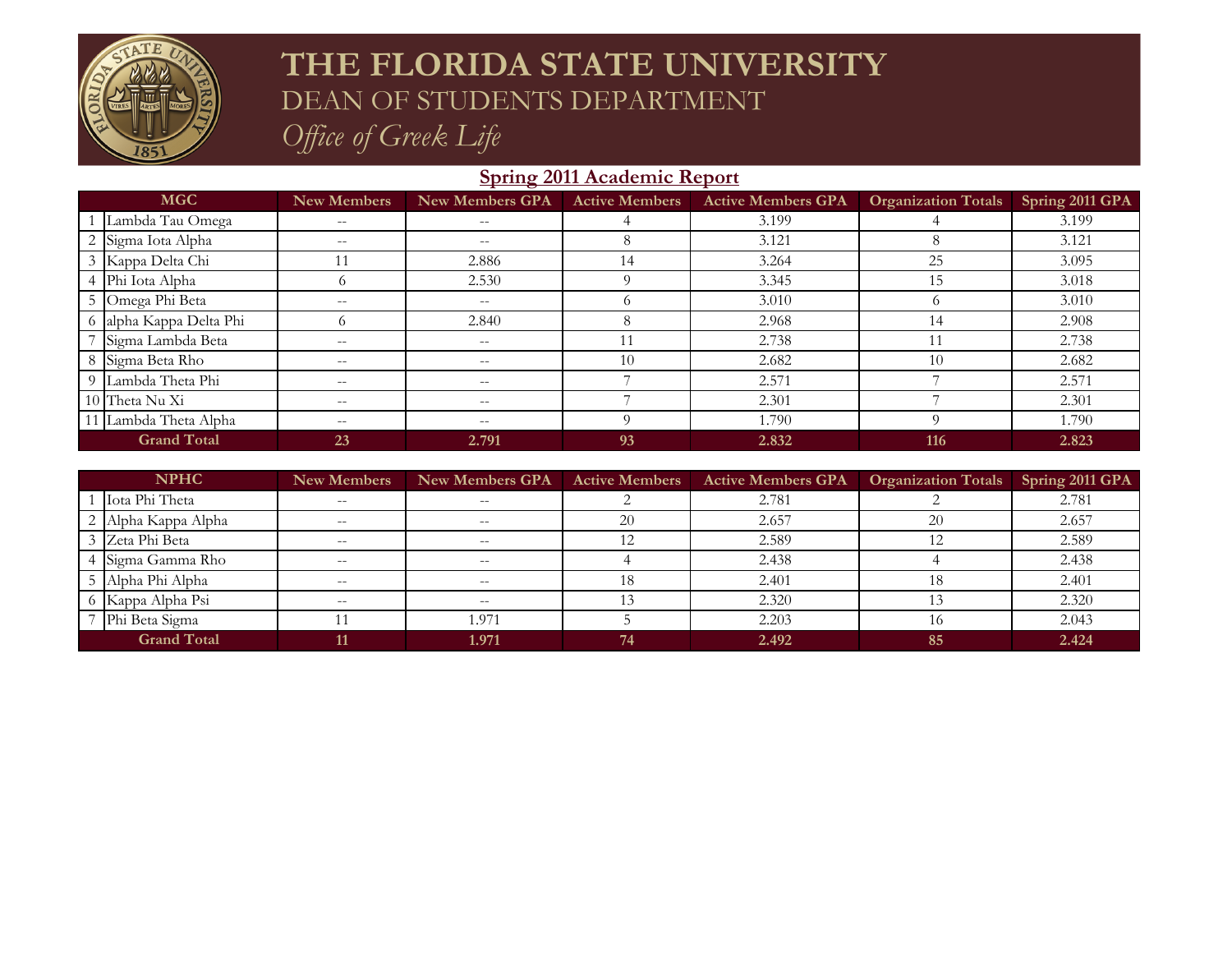# THE FLORIDA STATE UNIVERSITY

## DEAN OF STUDENTS DEPARTMENT

*Office of Greek Life*

## Spring 2011 Academic Report

| | MGC | New Members | New Members GPA | Active Members | Active Members GPA | Organization Totals | Spring 2011 GPA |
|---|---|---|---|---|---|---|---|
| 1 | Lambda Tau Omega | -- | -- | 4 | 3.199 | 4 | 3.199 |
| 2 | Sigma Iota Alpha | -- | -- | 8 | 3.121 | 8 | 3.121 |
| 3 | Kappa Delta Chi | 11 | 2.886 | 14 | 3.264 | 25 | 3.095 |
| 4 | Phi Iota Alpha | 6 | 2.530 | 9 | 3.345 | 15 | 3.018 |
| 5 | Omega Phi Beta | -- | -- | 6 | 3.010 | 6 | 3.010 |
| 6 | alpha Kappa Delta Phi | 6 | 2.840 | 8 | 2.968 | 14 | 2.908 |
| 7 | Sigma Lambda Beta | -- | -- | 11 | 2.738 | 11 | 2.738 |
| 8 | Sigma Beta Rho | -- | -- | 10 | 2.682 | 10 | 2.682 |
| 9 | Lambda Theta Phi | -- | -- | 7 | 2.571 | 7 | 2.571 |
| 10 | Theta Nu Xi | -- | -- | 7 | 2.301 | 7 | 2.301 |
| 11 | Lambda Theta Alpha | -- | -- | 9 | 1.790 | 9 | 1.790 |
| | **Grand Total** | **23** | **2.791** | **93** | **2.832** | **116** | **2.823** |

| | NPHC | New Members | New Members GPA | Active Members | Active Members GPA | Organization Totals | Spring 2011 GPA |
|---|---|---|---|---|---|---|---|
| 1 | Iota Phi Theta | -- | -- | 2 | 2.781 | 2 | 2.781 |
| 2 | Alpha Kappa Alpha | -- | -- | 20 | 2.657 | 20 | 2.657 |
| 3 | Zeta Phi Beta | -- | -- | 12 | 2.589 | 12 | 2.589 |
| 4 | Sigma Gamma Rho | -- | -- | 4 | 2.438 | 4 | 2.438 |
| 5 | Alpha Phi Alpha | -- | -- | 18 | 2.401 | 18 | 2.401 |
| 6 | Kappa Alpha Psi | -- | -- | 13 | 2.320 | 13 | 2.320 |
| 7 | Phi Beta Sigma | 11 | 1.971 | 5 | 2.203 | 16 | 2.043 |
| | **Grand Total** | **11** | **1.971** | **74** | **2.492** | **85** | **2.424** |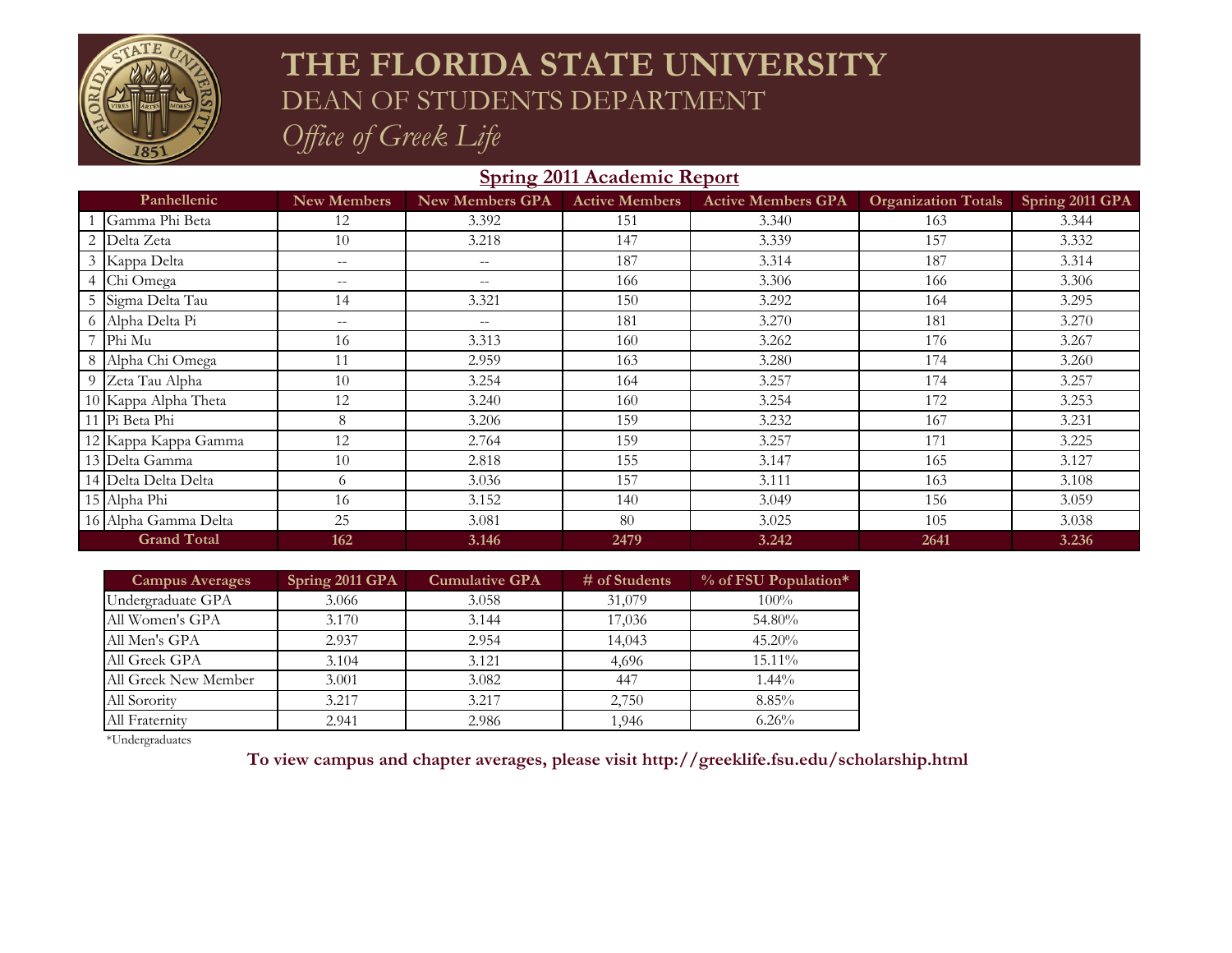# THE FLORIDA STATE UNIVERSITY

## DEAN OF STUDENTS DEPARTMENT

*Office of Greek Life*

## Spring 2011 Academic Report

| | Panhellenic | New Members | New Members GPA | Active Members | Active Members GPA | Organization Totals | Spring 2011 GPA |
|---|---|---|---|---|---|---|---|
| 1 | Gamma Phi Beta | 12 | 3.392 | 151 | 3.340 | 163 | 3.344 |
| 2 | Delta Zeta | 10 | 3.218 | 147 | 3.339 | 157 | 3.332 |
| 3 | Kappa Delta | -- | -- | 187 | 3.314 | 187 | 3.314 |
| 4 | Chi Omega | -- | -- | 166 | 3.306 | 166 | 3.306 |
| 5 | Sigma Delta Tau | 14 | 3.321 | 150 | 3.292 | 164 | 3.295 |
| 6 | Alpha Delta Pi | -- | -- | 181 | 3.270 | 181 | 3.270 |
| 7 | Phi Mu | 16 | 3.313 | 160 | 3.262 | 176 | 3.267 |
| 8 | Alpha Chi Omega | 11 | 2.959 | 163 | 3.280 | 174 | 3.260 |
| 9 | Zeta Tau Alpha | 10 | 3.254 | 164 | 3.257 | 174 | 3.257 |
| 10 | Kappa Alpha Theta | 12 | 3.240 | 160 | 3.254 | 172 | 3.253 |
| 11 | Pi Beta Phi | 8 | 3.206 | 159 | 3.232 | 167 | 3.231 |
| 12 | Kappa Kappa Gamma | 12 | 2.764 | 159 | 3.257 | 171 | 3.225 |
| 13 | Delta Gamma | 10 | 2.818 | 155 | 3.147 | 165 | 3.127 |
| 14 | Delta Delta Delta | 6 | 3.036 | 157 | 3.111 | 163 | 3.108 |
| 15 | Alpha Phi | 16 | 3.152 | 140 | 3.049 | 156 | 3.059 |
| 16 | Alpha Gamma Delta | 25 | 3.081 | 80 | 3.025 | 105 | 3.038 |
| | **Grand Total** | **162** | **3.146** | **2479** | **3.242** | **2641** | **3.236** |

| Campus Averages | Spring 2011 GPA | Cumulative GPA | # of Students | % of FSU Population* |
|---|---|---|---|---|
| Undergraduate GPA | 3.066 | 3.058 | 31,079 | 100% |
| All Women's GPA | 3.170 | 3.144 | 17,036 | 54.80% |
| All Men's GPA | 2.937 | 2.954 | 14,043 | 45.20% |
| All Greek GPA | 3.104 | 3.121 | 4,696 | 15.11% |
| All Greek New Member | 3.001 | 3.082 | 447 | 1.44% |
| All Sorority | 3.217 | 3.217 | 2,750 | 8.85% |
| All Fraternity | 2.941 | 2.986 | 1,946 | 6.26% |

*Undergraduates

**To view campus and chapter averages, please visit http://greeklife.fsu.edu/scholarship.html**